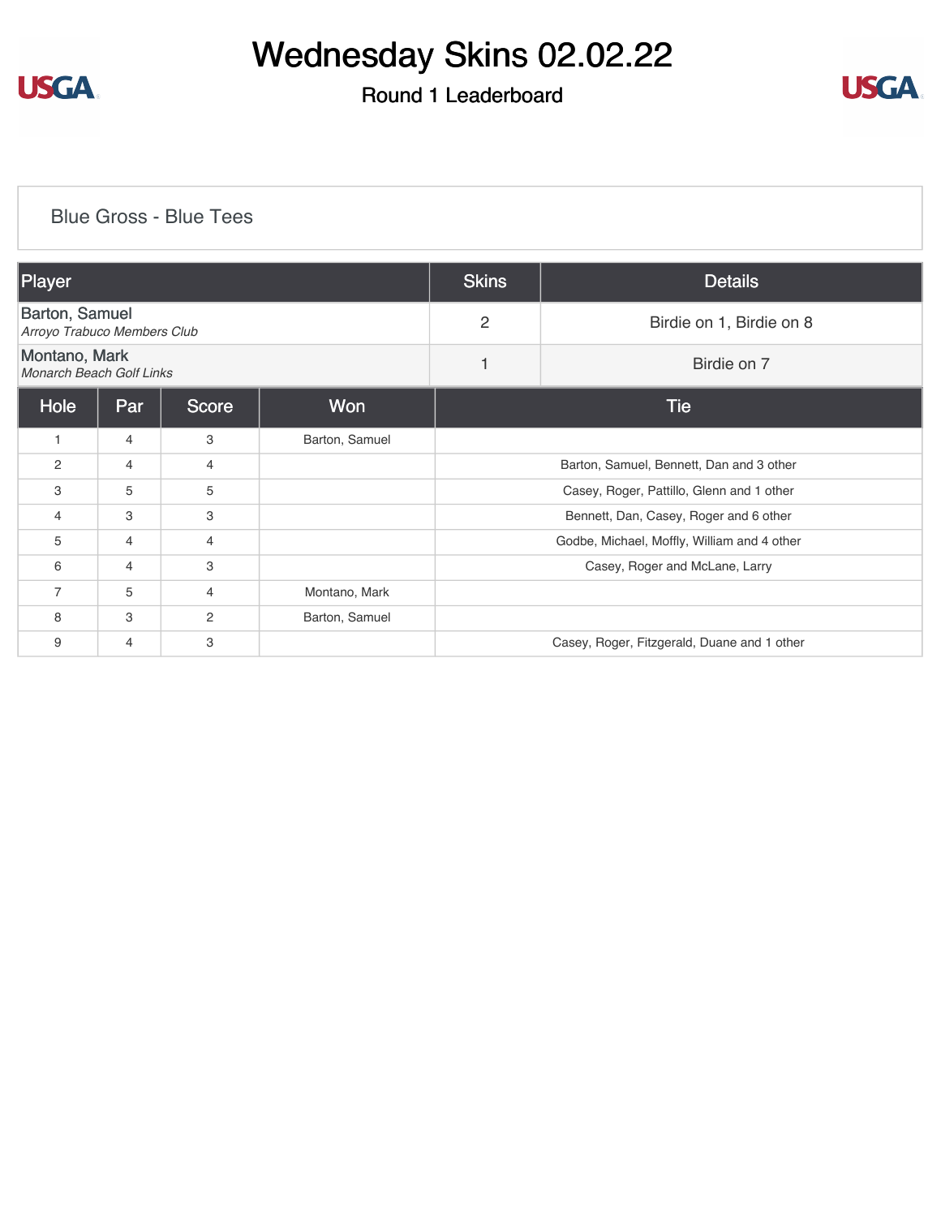# Wednesday Skins 02.02.22

## Round 1 Leaderboard

### Blue Gross - Blue Tees

| Player | Skins | Details |
|---|---|---|
| Barton, Samuel<br>*Arroyo Trabuco Members Club* | 2 | Birdie on 1, Birdie on 8 |
| Montano, Mark<br>*Monarch Beach Golf Links* | 1 | Birdie on 7 |

| Hole | Par | Score | Won | Tie |
|---|---|---|---|---|
| 1 | 4 | 3 | Barton, Samuel | |
| 2 | 4 | 4 | | Barton, Samuel, Bennett, Dan and 3 other |
| 3 | 5 | 5 | | Casey, Roger, Pattillo, Glenn and 1 other |
| 4 | 3 | 3 | | Bennett, Dan, Casey, Roger and 6 other |
| 5 | 4 | 4 | | Godbe, Michael, Moffly, William and 4 other |
| 6 | 4 | 3 | | Casey, Roger and McLane, Larry |
| 7 | 5 | 4 | Montano, Mark | |
| 8 | 3 | 2 | Barton, Samuel | |
| 9 | 4 | 3 | | Casey, Roger, Fitzgerald, Duane and 1 other |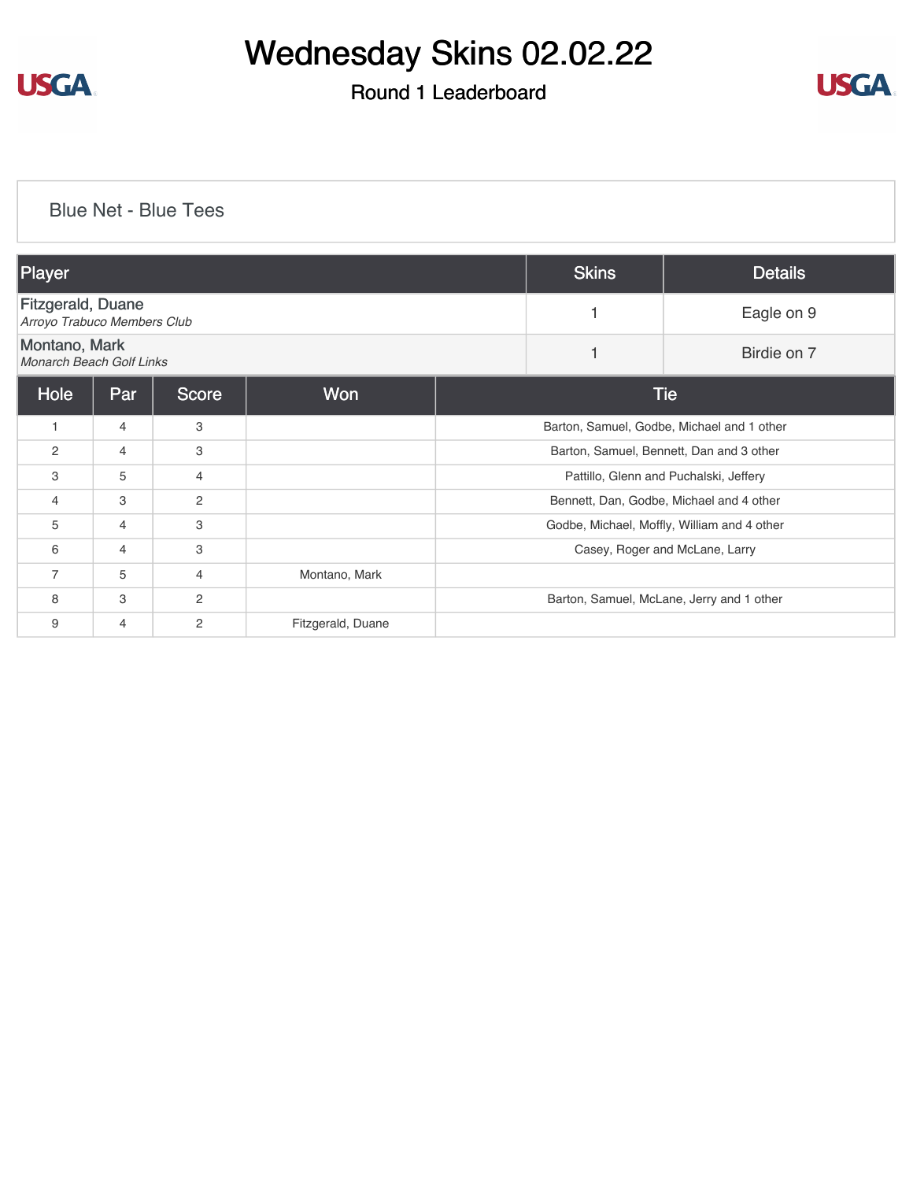# Wednesday Skins 02.02.22

## Round 1 Leaderboard

### Blue Net - Blue Tees

| Player | Skins | Details |
|---|---|---|
| Fitzgerald, Duane *Arroyo Trabuco Members Club* | 1 | Eagle on 9 |
| Montano, Mark *Monarch Beach Golf Links* | 1 | Birdie on 7 |

| Hole | Par | Score | Won | Tie |
|---|---|---|---|---|
| 1 | 4 | 3 | | Barton, Samuel, Godbe, Michael and 1 other |
| 2 | 4 | 3 | | Barton, Samuel, Bennett, Dan and 3 other |
| 3 | 5 | 4 | | Pattillo, Glenn and Puchalski, Jeffery |
| 4 | 3 | 2 | | Bennett, Dan, Godbe, Michael and 4 other |
| 5 | 4 | 3 | | Godbe, Michael, Moffly, William and 4 other |
| 6 | 4 | 3 | | Casey, Roger and McLane, Larry |
| 7 | 5 | 4 | Montano, Mark | |
| 8 | 3 | 2 | | Barton, Samuel, McLane, Jerry and 1 other |
| 9 | 4 | 2 | Fitzgerald, Duane | |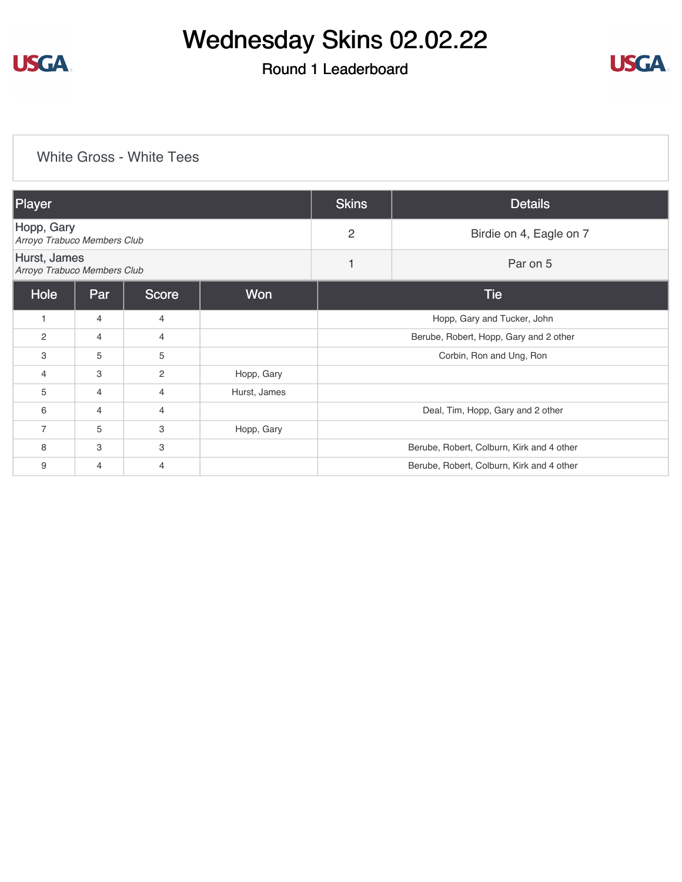# Wednesday Skins 02.02.22

## Round 1 Leaderboard

### White Gross - White Tees

| Player | Skins | Details |
|---|---|---|
| Hopp, Gary<br>*Arroyo Trabuco Members Club* | 2 | Birdie on 4, Eagle on 7 |
| Hurst, James<br>*Arroyo Trabuco Members Club* | 1 | Par on 5 |

| Hole | Par | Score | Won | Tie |
|---|---|---|---|---|
| 1 | 4 | 4 | | Hopp, Gary and Tucker, John |
| 2 | 4 | 4 | | Berube, Robert, Hopp, Gary and 2 other |
| 3 | 5 | 5 | | Corbin, Ron and Ung, Ron |
| 4 | 3 | 2 | Hopp, Gary | |
| 5 | 4 | 4 | Hurst, James | |
| 6 | 4 | 4 | | Deal, Tim, Hopp, Gary and 2 other |
| 7 | 5 | 3 | Hopp, Gary | |
| 8 | 3 | 3 | | Berube, Robert, Colburn, Kirk and 4 other |
| 9 | 4 | 4 | | Berube, Robert, Colburn, Kirk and 4 other |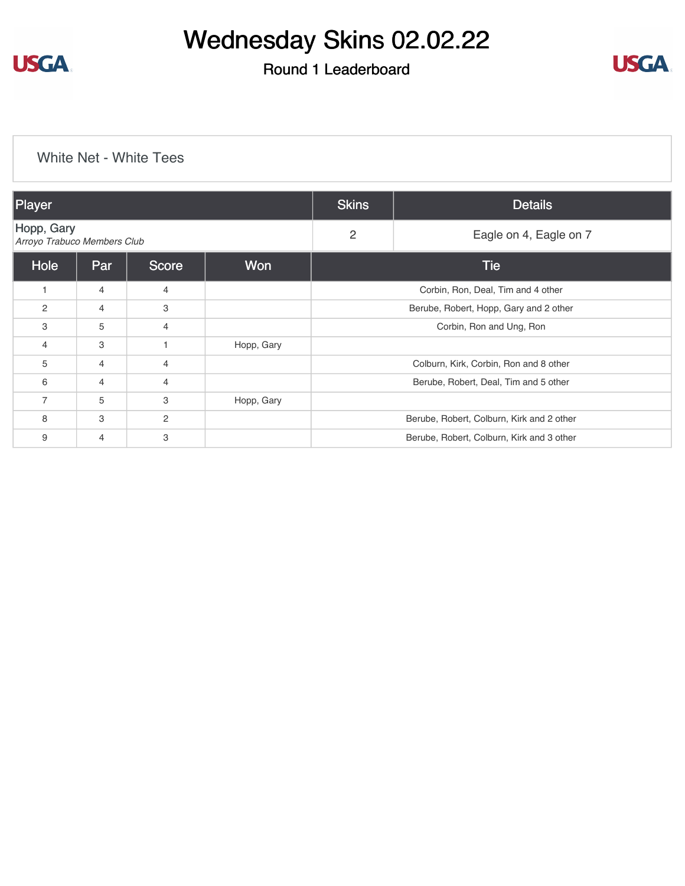# Wednesday Skins 02.02.22

## Round 1 Leaderboard

### White Net - White Tees

| Player | Skins | Details |
|---|---|---|
| Hopp, Gary<br>*Arroyo Trabuco Members Club* | 2 | Eagle on 4, Eagle on 7 |

| Hole | Par | Score | Won | Tie |
|---|---|---|---|---|
| 1 | 4 | 4 | | Corbin, Ron, Deal, Tim and 4 other |
| 2 | 4 | 3 | | Berube, Robert, Hopp, Gary and 2 other |
| 3 | 5 | 4 | | Corbin, Ron and Ung, Ron |
| 4 | 3 | 1 | Hopp, Gary | |
| 5 | 4 | 4 | | Colburn, Kirk, Corbin, Ron and 8 other |
| 6 | 4 | 4 | | Berube, Robert, Deal, Tim and 5 other |
| 7 | 5 | 3 | Hopp, Gary | |
| 8 | 3 | 2 | | Berube, Robert, Colburn, Kirk and 2 other |
| 9 | 4 | 3 | | Berube, Robert, Colburn, Kirk and 3 other |